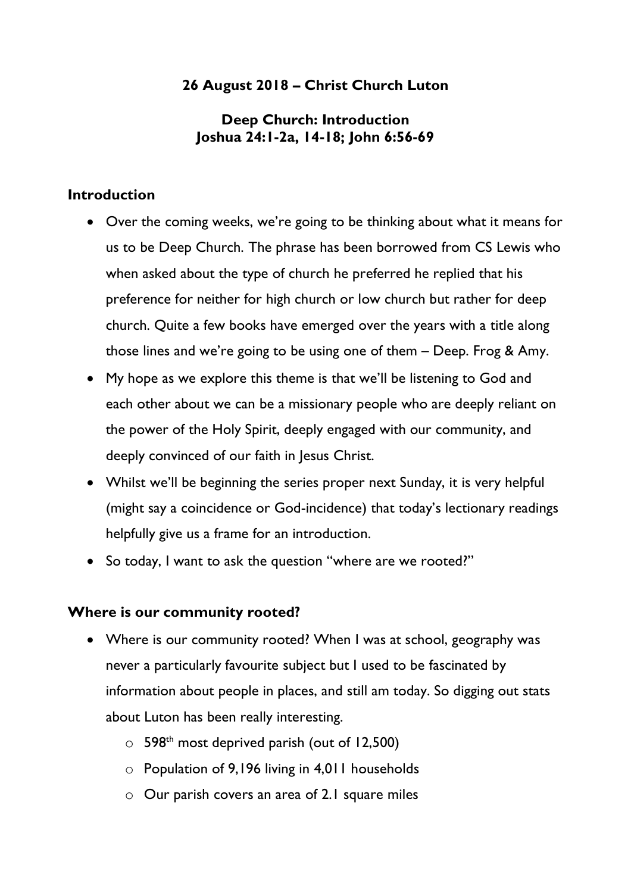**26 August 2018 – Christ Church Luton**

**Deep Church: Introduction**
**Joshua 24:1-2a, 14-18; John 6:56-69**

## Introduction

- Over the coming weeks, we're going to be thinking about what it means for us to be Deep Church. The phrase has been borrowed from CS Lewis who when asked about the type of church he preferred he replied that his preference for neither for high church or low church but rather for deep church. Quite a few books have emerged over the years with a title along those lines and we're going to be using one of them – Deep. Frog & Amy.
- My hope as we explore this theme is that we'll be listening to God and each other about we can be a missionary people who are deeply reliant on the power of the Holy Spirit, deeply engaged with our community, and deeply convinced of our faith in Jesus Christ.
- Whilst we'll be beginning the series proper next Sunday, it is very helpful (might say a coincidence or God-incidence) that today's lectionary readings helpfully give us a frame for an introduction.
- So today, I want to ask the question "where are we rooted?"

## Where is our community rooted?

- Where is our community rooted? When I was at school, geography was never a particularly favourite subject but I used to be fascinated by information about people in places, and still am today. So digging out stats about Luton has been really interesting.
  - 598th most deprived parish (out of 12,500)
  - Population of 9,196 living in 4,011 households
  - Our parish covers an area of 2.1 square miles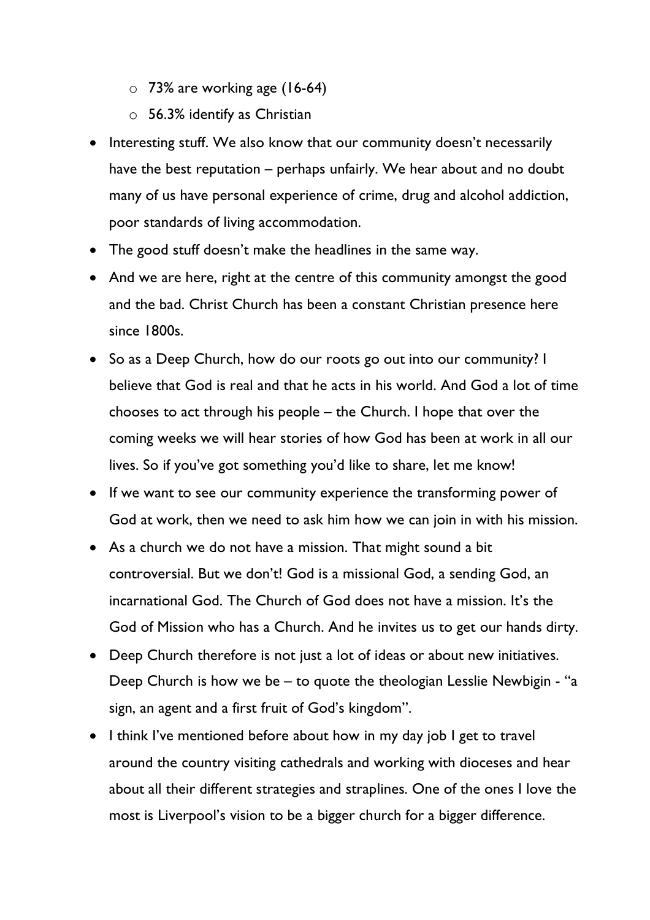- 73% are working age (16-64)
  - 56.3% identify as Christian

- Interesting stuff. We also know that our community doesn't necessarily have the best reputation – perhaps unfairly. We hear about and no doubt many of us have personal experience of crime, drug and alcohol addiction, poor standards of living accommodation.
- The good stuff doesn't make the headlines in the same way.
- And we are here, right at the centre of this community amongst the good and the bad. Christ Church has been a constant Christian presence here since 1800s.
- So as a Deep Church, how do our roots go out into our community? I believe that God is real and that he acts in his world. And God a lot of time chooses to act through his people – the Church. I hope that over the coming weeks we will hear stories of how God has been at work in all our lives. So if you've got something you'd like to share, let me know!
- If we want to see our community experience the transforming power of God at work, then we need to ask him how we can join in with his mission.
- As a church we do not have a mission. That might sound a bit controversial. But we don't! God is a missional God, a sending God, an incarnational God. The Church of God does not have a mission. It's the God of Mission who has a Church. And he invites us to get our hands dirty.
- Deep Church therefore is not just a lot of ideas or about new initiatives. Deep Church is how we be – to quote the theologian Lesslie Newbigin - "a sign, an agent and a first fruit of God's kingdom".
- I think I've mentioned before about how in my day job I get to travel around the country visiting cathedrals and working with dioceses and hear about all their different strategies and straplines. One of the ones I love the most is Liverpool's vision to be a bigger church for a bigger difference.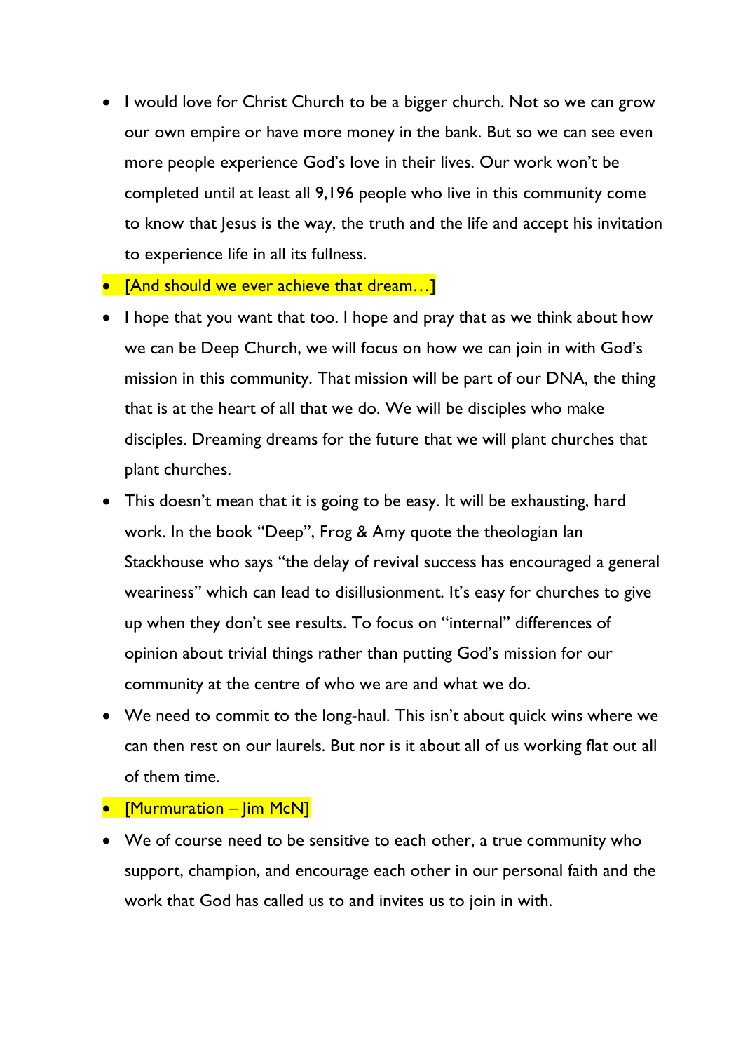- I would love for Christ Church to be a bigger church. Not so we can grow our own empire or have more money in the bank. But so we can see even more people experience God's love in their lives. Our work won't be completed until at least all 9,196 people who live in this community come to know that Jesus is the way, the truth and the life and accept his invitation to experience life in all its fullness.
- [And should we ever achieve that dream…]
- I hope that you want that too. I hope and pray that as we think about how we can be Deep Church, we will focus on how we can join in with God's mission in this community. That mission will be part of our DNA, the thing that is at the heart of all that we do. We will be disciples who make disciples. Dreaming dreams for the future that we will plant churches that plant churches.
- This doesn't mean that it is going to be easy. It will be exhausting, hard work. In the book "Deep", Frog & Amy quote the theologian Ian Stackhouse who says "the delay of revival success has encouraged a general weariness" which can lead to disillusionment. It's easy for churches to give up when they don't see results. To focus on "internal" differences of opinion about trivial things rather than putting God's mission for our community at the centre of who we are and what we do.
- We need to commit to the long-haul. This isn't about quick wins where we can then rest on our laurels. But nor is it about all of us working flat out all of them time.
- [Murmuration – Jim McN]
- We of course need to be sensitive to each other, a true community who support, champion, and encourage each other in our personal faith and the work that God has called us to and invites us to join in with.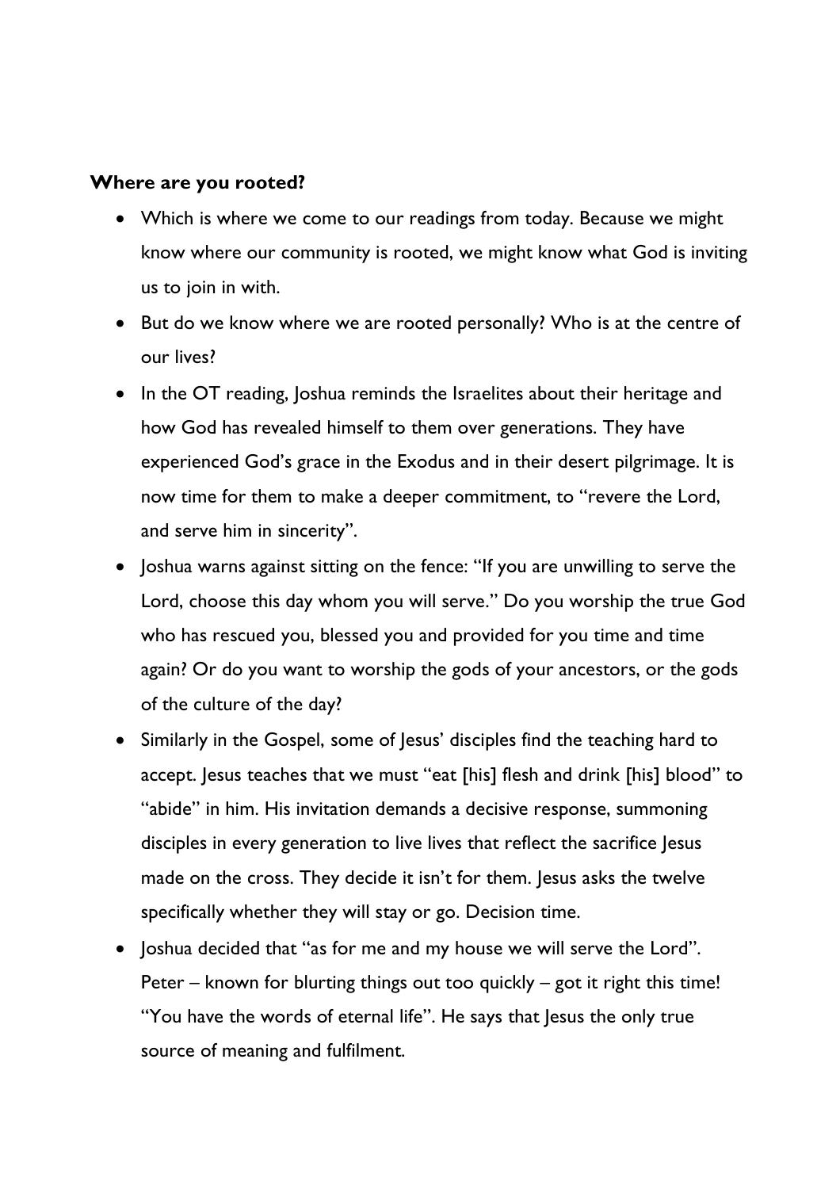**Where are you rooted?**

- Which is where we come to our readings from today. Because we might know where our community is rooted, we might know what God is inviting us to join in with.
- But do we know where we are rooted personally? Who is at the centre of our lives?
- In the OT reading, Joshua reminds the Israelites about their heritage and how God has revealed himself to them over generations. They have experienced God's grace in the Exodus and in their desert pilgrimage. It is now time for them to make a deeper commitment, to "revere the Lord, and serve him in sincerity".
- Joshua warns against sitting on the fence: "If you are unwilling to serve the Lord, choose this day whom you will serve." Do you worship the true God who has rescued you, blessed you and provided for you time and time again? Or do you want to worship the gods of your ancestors, or the gods of the culture of the day?
- Similarly in the Gospel, some of Jesus' disciples find the teaching hard to accept. Jesus teaches that we must "eat [his] flesh and drink [his] blood" to "abide" in him. His invitation demands a decisive response, summoning disciples in every generation to live lives that reflect the sacrifice Jesus made on the cross. They decide it isn't for them. Jesus asks the twelve specifically whether they will stay or go. Decision time.
- Joshua decided that "as for me and my house we will serve the Lord". Peter – known for blurting things out too quickly – got it right this time! "You have the words of eternal life". He says that Jesus the only true source of meaning and fulfilment.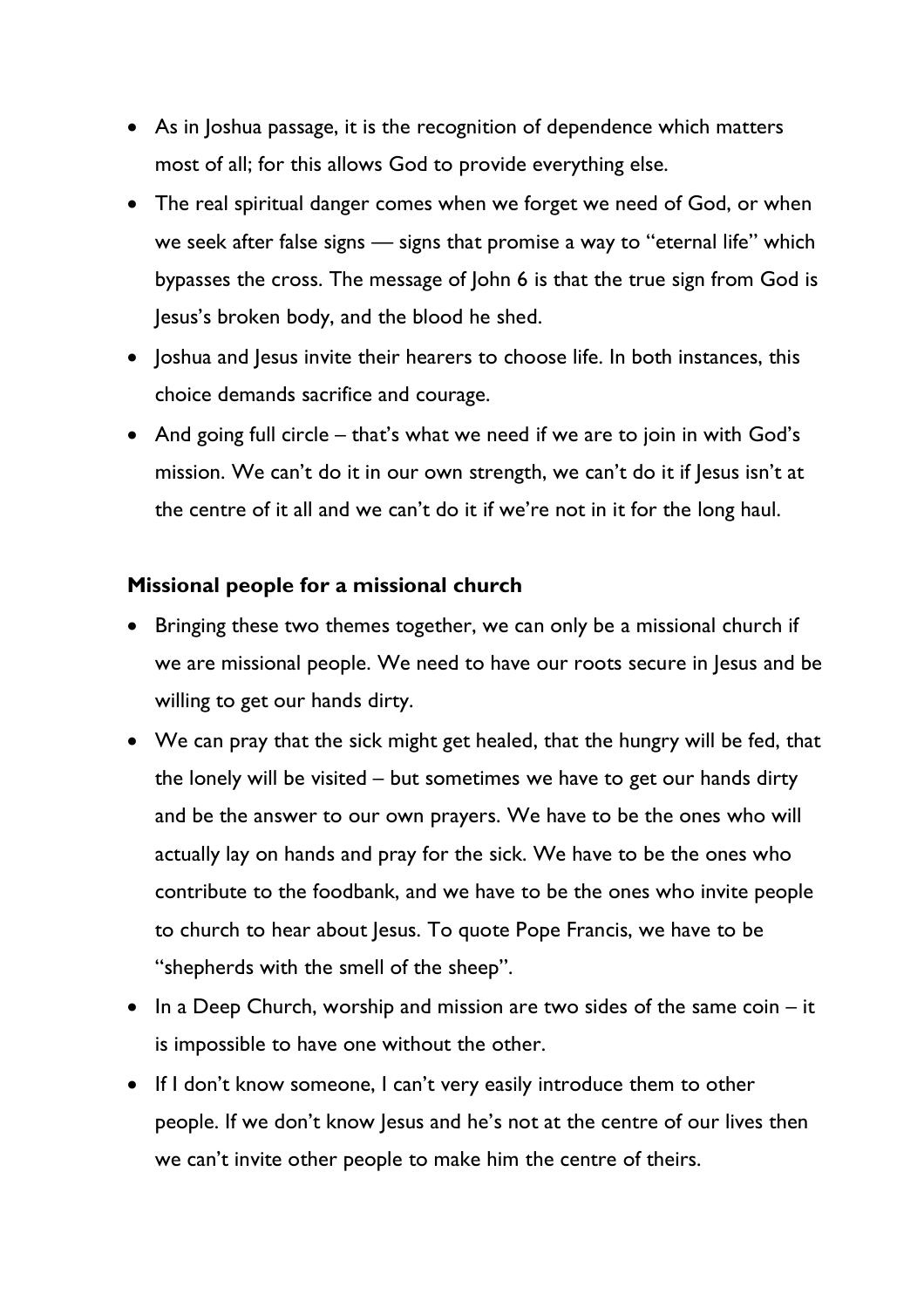- As in Joshua passage, it is the recognition of dependence which matters most of all; for this allows God to provide everything else.
- The real spiritual danger comes when we forget we need of God, or when we seek after false signs — signs that promise a way to "eternal life" which bypasses the cross. The message of John 6 is that the true sign from God is Jesus's broken body, and the blood he shed.
- Joshua and Jesus invite their hearers to choose life. In both instances, this choice demands sacrifice and courage.
- And going full circle – that's what we need if we are to join in with God's mission. We can't do it in our own strength, we can't do it if Jesus isn't at the centre of it all and we can't do it if we're not in it for the long haul.

**Missional people for a missional church**

- Bringing these two themes together, we can only be a missional church if we are missional people. We need to have our roots secure in Jesus and be willing to get our hands dirty.
- We can pray that the sick might get healed, that the hungry will be fed, that the lonely will be visited – but sometimes we have to get our hands dirty and be the answer to our own prayers. We have to be the ones who will actually lay on hands and pray for the sick. We have to be the ones who contribute to the foodbank, and we have to be the ones who invite people to church to hear about Jesus. To quote Pope Francis, we have to be "shepherds with the smell of the sheep".
- In a Deep Church, worship and mission are two sides of the same coin – it is impossible to have one without the other.
- If I don't know someone, I can't very easily introduce them to other people. If we don't know Jesus and he's not at the centre of our lives then we can't invite other people to make him the centre of theirs.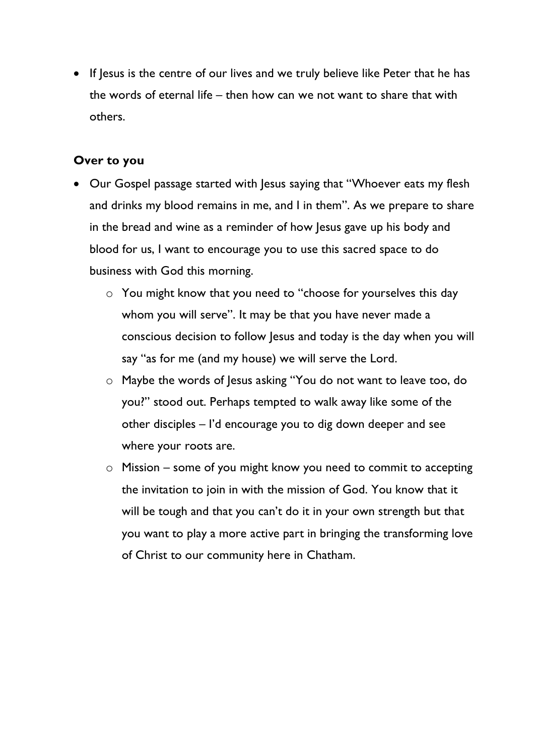- If Jesus is the centre of our lives and we truly believe like Peter that he has the words of eternal life – then how can we not want to share that with others.

**Over to you**

- Our Gospel passage started with Jesus saying that "Whoever eats my flesh and drinks my blood remains in me, and I in them". As we prepare to share in the bread and wine as a reminder of how Jesus gave up his body and blood for us, I want to encourage you to use this sacred space to do business with God this morning.
    - You might know that you need to "choose for yourselves this day whom you will serve". It may be that you have never made a conscious decision to follow Jesus and today is the day when you will say "as for me (and my house) we will serve the Lord.
    - Maybe the words of Jesus asking "You do not want to leave too, do you?" stood out. Perhaps tempted to walk away like some of the other disciples – I'd encourage you to dig down deeper and see where your roots are.
    - Mission – some of you might know you need to commit to accepting the invitation to join in with the mission of God. You know that it will be tough and that you can't do it in your own strength but that you want to play a more active part in bringing the transforming love of Christ to our community here in Chatham.